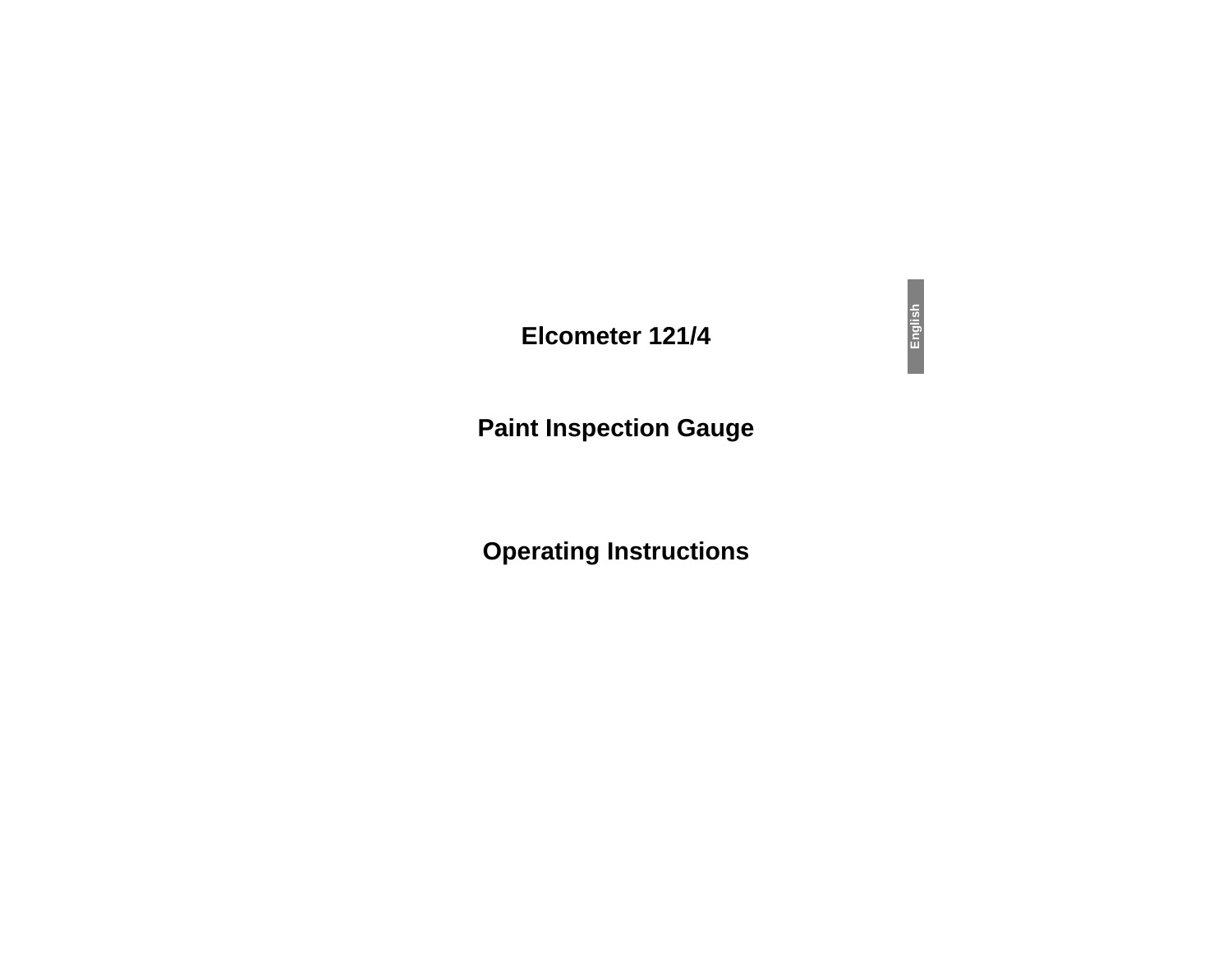# Elcometer 121/4

## Paint Inspection Gauge

## Operating Instructions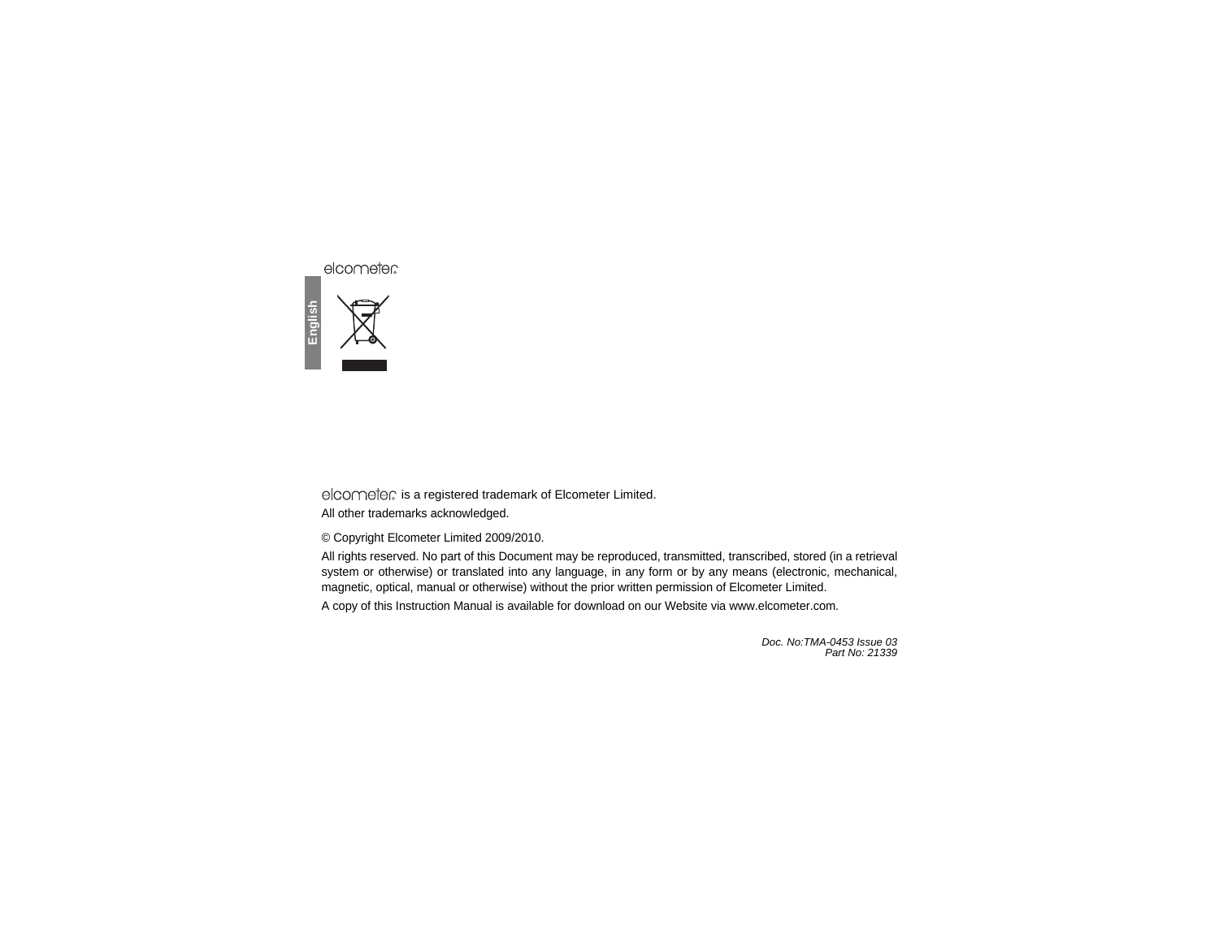elcometer is a registered trademark of Elcometer Limited.

All other trademarks acknowledged.

© Copyright Elcometer Limited 2009/2010.

All rights reserved. No part of this Document may be reproduced, transmitted, transcribed, stored (in a retrieval system or otherwise) or translated into any language, in any form or by any means (electronic, mechanical, magnetic, optical, manual or otherwise) without the prior written permission of Elcometer Limited.

A copy of this Instruction Manual is available for download on our Website via www.elcometer.com.

*Doc. No:TMA-0453 Issue 03*
*Part No: 21339*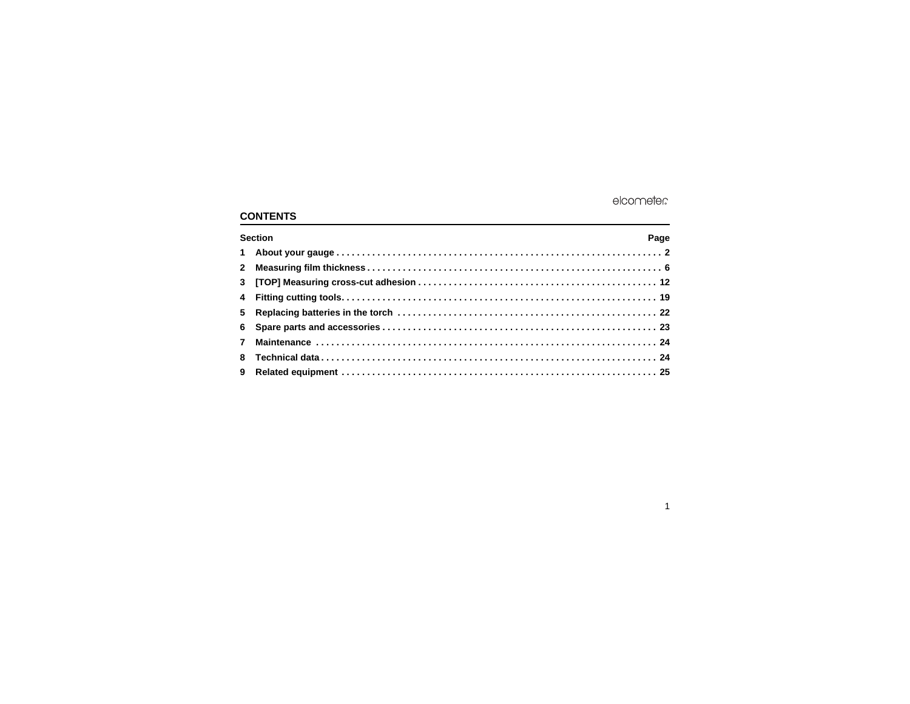## CONTENTS

| Section | | Page |
|---|---|---|
| 1 | About your gauge | 2 |
| 2 | Measuring film thickness | 6 |
| 3 | [TOP] Measuring cross-cut adhesion | 12 |
| 4 | Fitting cutting tools | 19 |
| 5 | Replacing batteries in the torch | 22 |
| 6 | Spare parts and accessories | 23 |
| 7 | Maintenance | 24 |
| 8 | Technical data | 24 |
| 9 | Related equipment | 25 |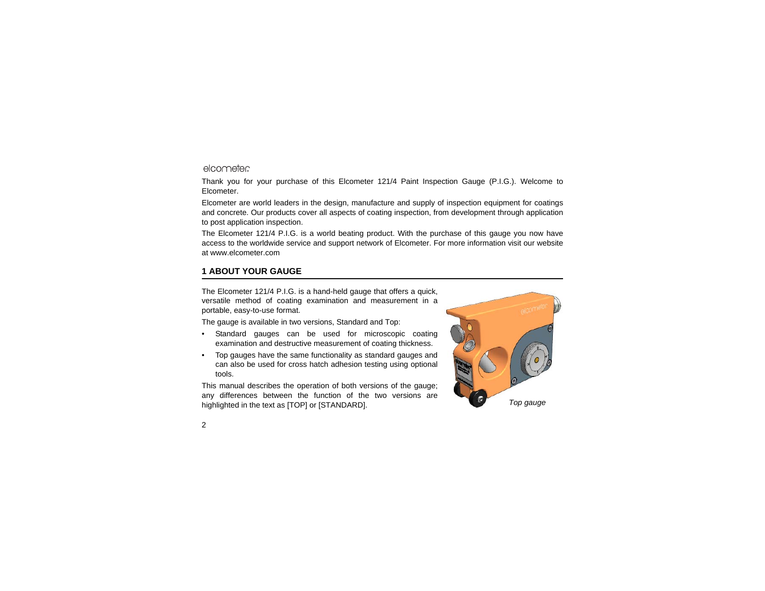elcometer

Thank you for your purchase of this Elcometer 121/4 Paint Inspection Gauge (P.I.G.). Welcome to Elcometer.

Elcometer are world leaders in the design, manufacture and supply of inspection equipment for coatings and concrete. Our products cover all aspects of coating inspection, from development through application to post application inspection.

The Elcometer 121/4 P.I.G. is a world beating product. With the purchase of this gauge you now have access to the worldwide service and support network of Elcometer. For more information visit our website at www.elcometer.com

## 1 ABOUT YOUR GAUGE

The Elcometer 121/4 P.I.G. is a hand-held gauge that offers a quick, versatile method of coating examination and measurement in a portable, easy-to-use format.

The gauge is available in two versions, Standard and Top:

- Standard gauges can be used for microscopic coating examination and destructive measurement of coating thickness.
- Top gauges have the same functionality as standard gauges and can also be used for cross hatch adhesion testing using optional tools.

This manual describes the operation of both versions of the gauge; any differences between the function of the two versions are highlighted in the text as [TOP] or [STANDARD].

*Top gauge*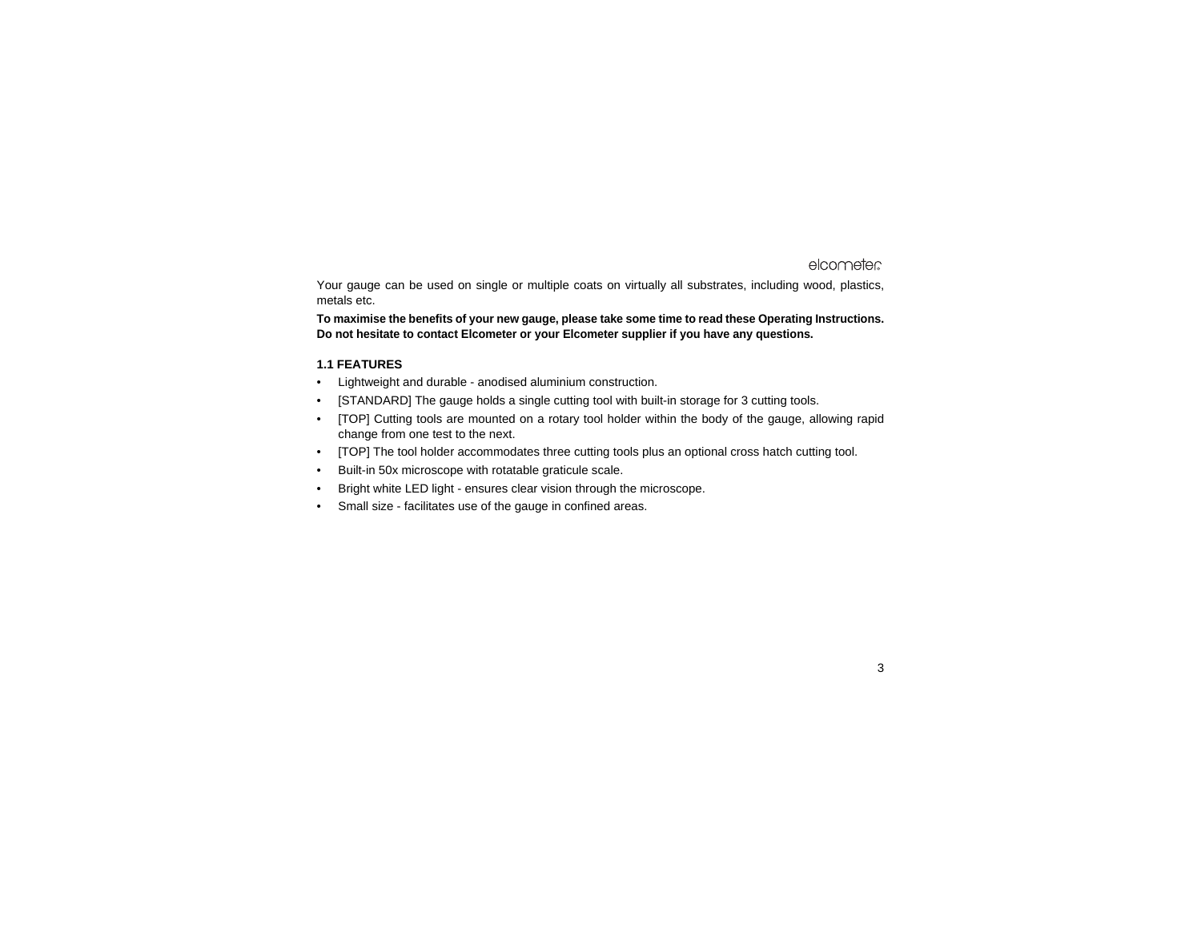Your gauge can be used on single or multiple coats on virtually all substrates, including wood, plastics, metals etc.

**To maximise the benefits of your new gauge, please take some time to read these Operating Instructions. Do not hesitate to contact Elcometer or your Elcometer supplier if you have any questions.**

### 1.1 FEATURES

- Lightweight and durable - anodised aluminium construction.
- [STANDARD] The gauge holds a single cutting tool with built-in storage for 3 cutting tools.
- [TOP] Cutting tools are mounted on a rotary tool holder within the body of the gauge, allowing rapid change from one test to the next.
- [TOP] The tool holder accommodates three cutting tools plus an optional cross hatch cutting tool.
- Built-in 50x microscope with rotatable graticule scale.
- Bright white LED light - ensures clear vision through the microscope.
- Small size - facilitates use of the gauge in confined areas.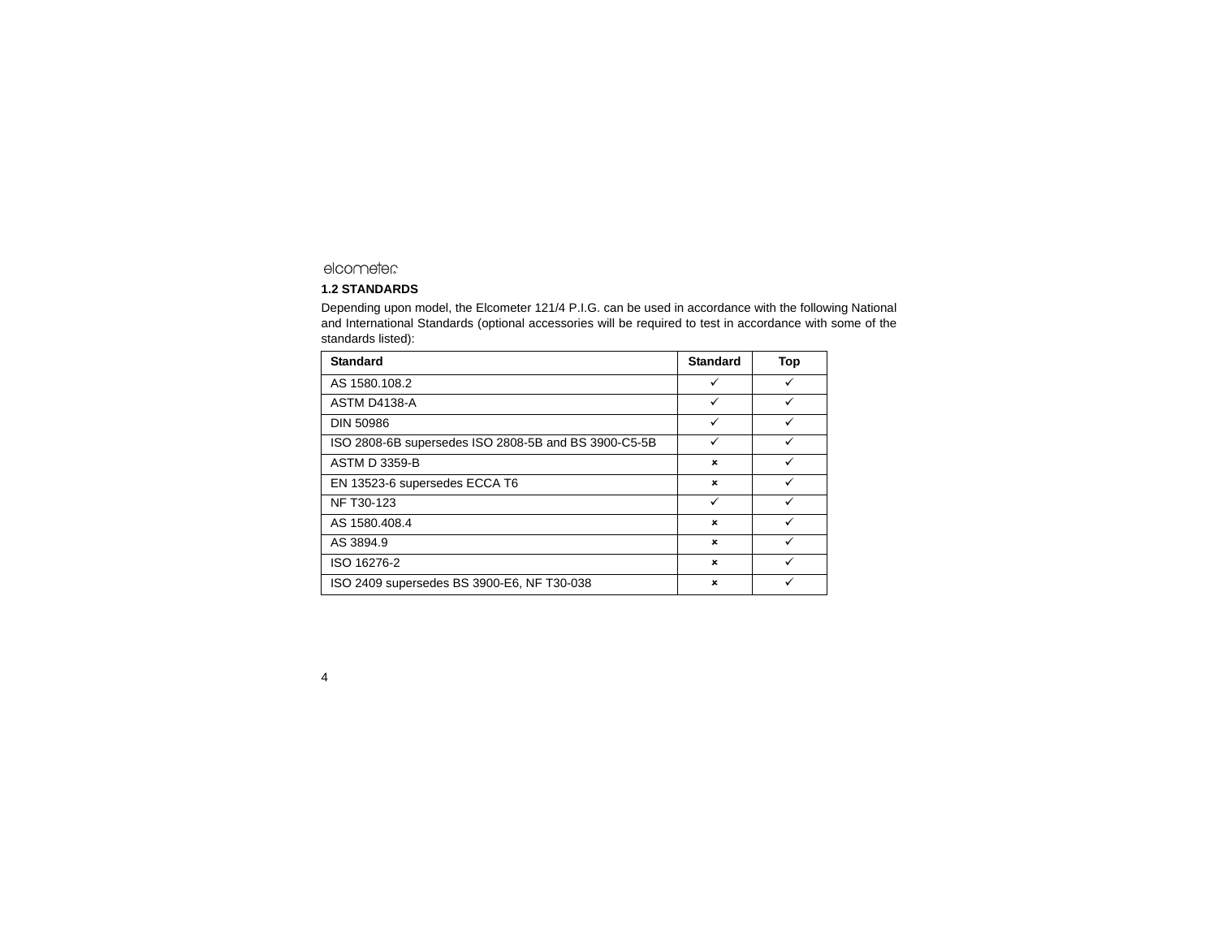## 1.2 STANDARDS

Depending upon model, the Elcometer 121/4 P.I.G. can be used in accordance with the following National and International Standards (optional accessories will be required to test in accordance with some of the standards listed):

| Standard | Standard | Top |
|---|---|---|
| AS 1580.108.2 | ✓ | ✓ |
| ASTM D4138-A | ✓ | ✓ |
| DIN 50986 | ✓ | ✓ |
| ISO 2808-6B supersedes ISO 2808-5B and BS 3900-C5-5B | ✓ | ✓ |
| ASTM D 3359-B | × | ✓ |
| EN 13523-6 supersedes ECCA T6 | × | ✓ |
| NF T30-123 | ✓ | ✓ |
| AS 1580.408.4 | × | ✓ |
| AS 3894.9 | × | ✓ |
| ISO 16276-2 | × | ✓ |
| ISO 2409 supersedes BS 3900-E6, NF T30-038 | × | ✓ |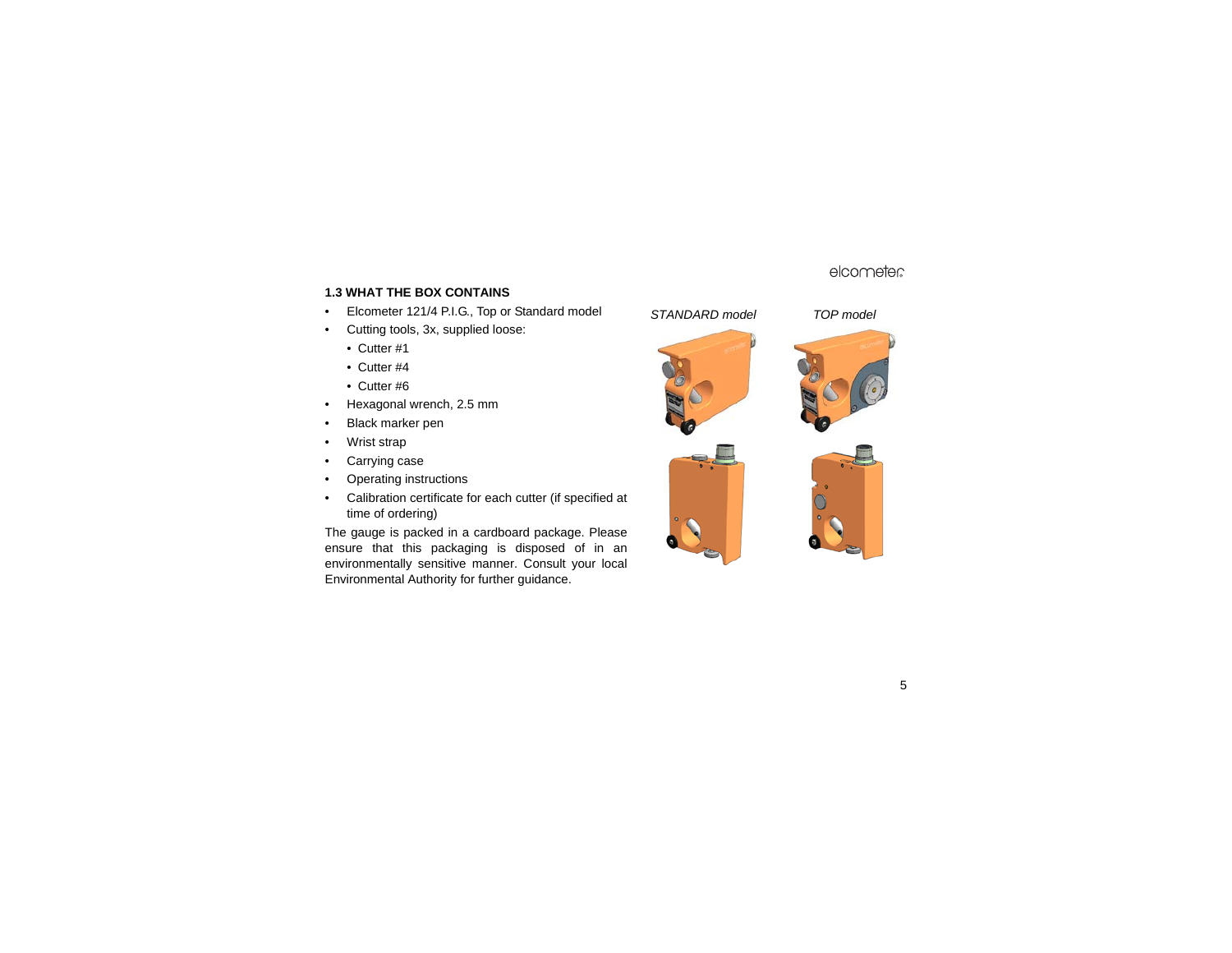### 1.3 WHAT THE BOX CONTAINS

- Elcometer 121/4 P.I.G., Top or Standard model
- Cutting tools, 3x, supplied loose:
  - Cutter #1
  - Cutter #4
  - Cutter #6
- Hexagonal wrench, 2.5 mm
- Black marker pen
- Wrist strap
- Carrying case
- Operating instructions
- Calibration certificate for each cutter (if specified at time of ordering)

The gauge is packed in a cardboard package. Please ensure that this packaging is disposed of in an environmentally sensitive manner. Consult your local Environmental Authority for further guidance.

*STANDARD model* *TOP model*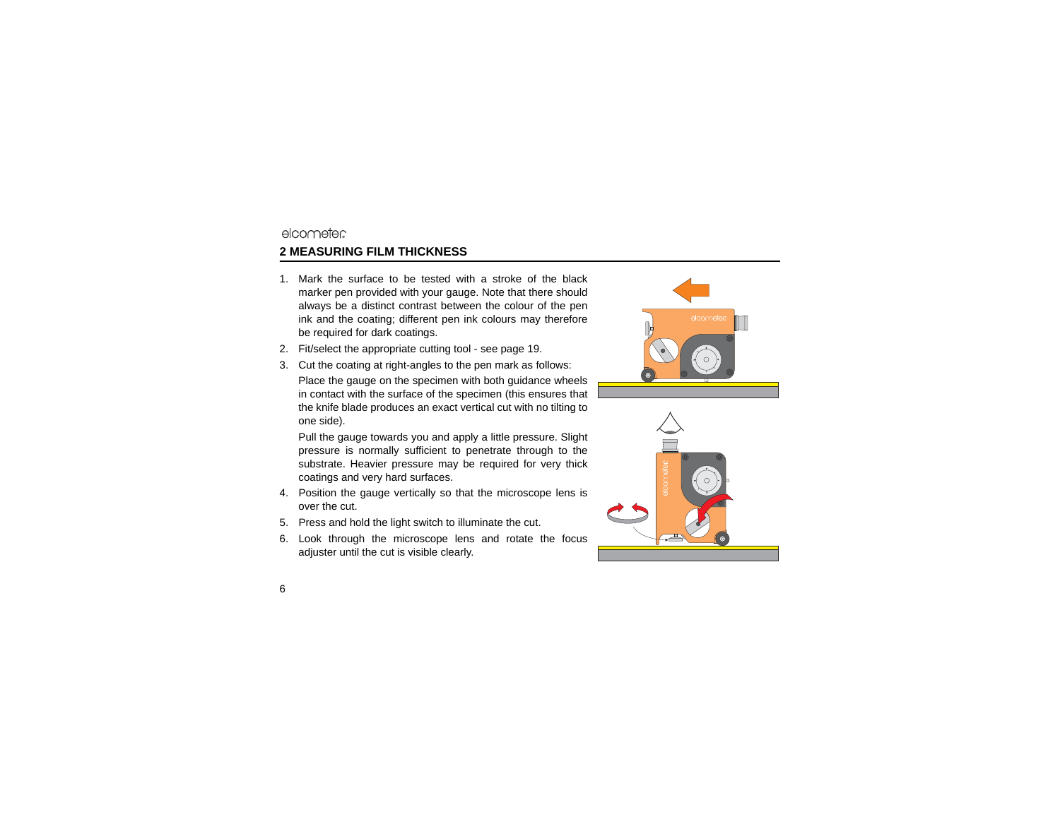## 2 MEASURING FILM THICKNESS

1. Mark the surface to be tested with a stroke of the black marker pen provided with your gauge. Note that there should always be a distinct contrast between the colour of the pen ink and the coating; different pen ink colours may therefore be required for dark coatings.
2. Fit/select the appropriate cutting tool - see page 19.
3. Cut the coating at right-angles to the pen mark as follows:

   Place the gauge on the specimen with both guidance wheels in contact with the surface of the specimen (this ensures that the knife blade produces an exact vertical cut with no tilting to one side).

   Pull the gauge towards you and apply a little pressure. Slight pressure is normally sufficient to penetrate through to the substrate. Heavier pressure may be required for very thick coatings and very hard surfaces.
4. Position the gauge vertically so that the microscope lens is over the cut.
5. Press and hold the light switch to illuminate the cut.
6. Look through the microscope lens and rotate the focus adjuster until the cut is visible clearly.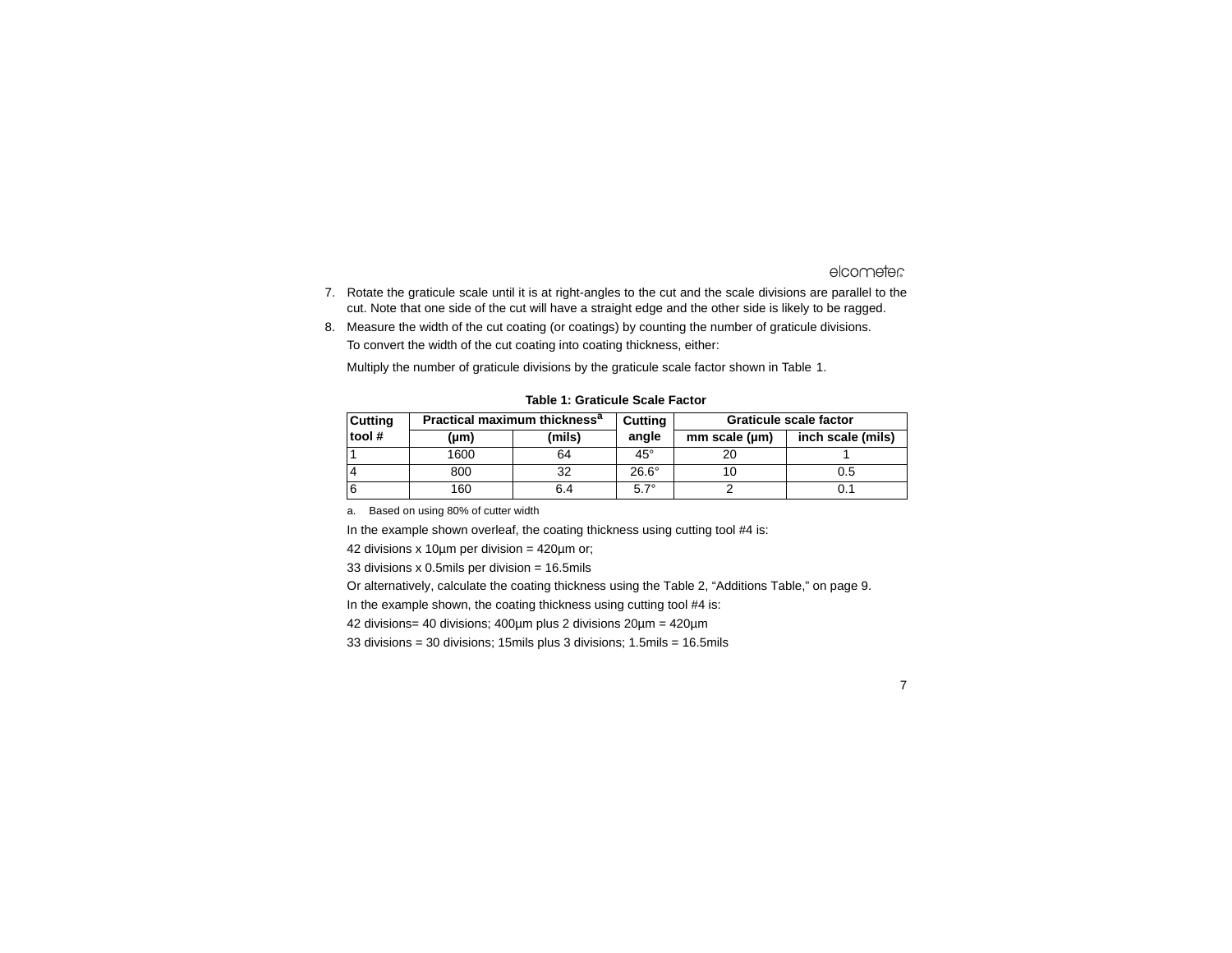7. Rotate the graticule scale until it is at right-angles to the cut and the scale divisions are parallel to the cut. Note that one side of the cut will have a straight edge and the other side is likely to be ragged.
8. Measure the width of the cut coating (or coatings) by counting the number of graticule divisions.

   To convert the width of the cut coating into coating thickness, either:

   Multiply the number of graticule divisions by the graticule scale factor shown in Table 1.

**Table 1: Graticule Scale Factor**

| Cutting tool # | Practical maximum thickness[a] | | Cutting angle | Graticule scale factor | |
|---|---|---|---|---|---|
| | (µm) | (mils) | | mm scale (µm) | inch scale (mils) |
| 1 | 1600 | 64 | 45° | 20 | 1 |
| 4 | 800 | 32 | 26.6° | 10 | 0.5 |
| 6 | 160 | 6.4 | 5.7° | 2 | 0.1 |

a. Based on using 80% of cutter width

In the example shown overleaf, the coating thickness using cutting tool #4 is:

42 divisions x 10µm per division = 420µm or;

33 divisions x 0.5mils per division = 16.5mils

Or alternatively, calculate the coating thickness using the Table 2, "Additions Table," on page 9.

In the example shown, the coating thickness using cutting tool #4 is:

42 divisions= 40 divisions; 400µm plus 2 divisions 20µm = 420µm

33 divisions = 30 divisions; 15mils plus 3 divisions; 1.5mils = 16.5mils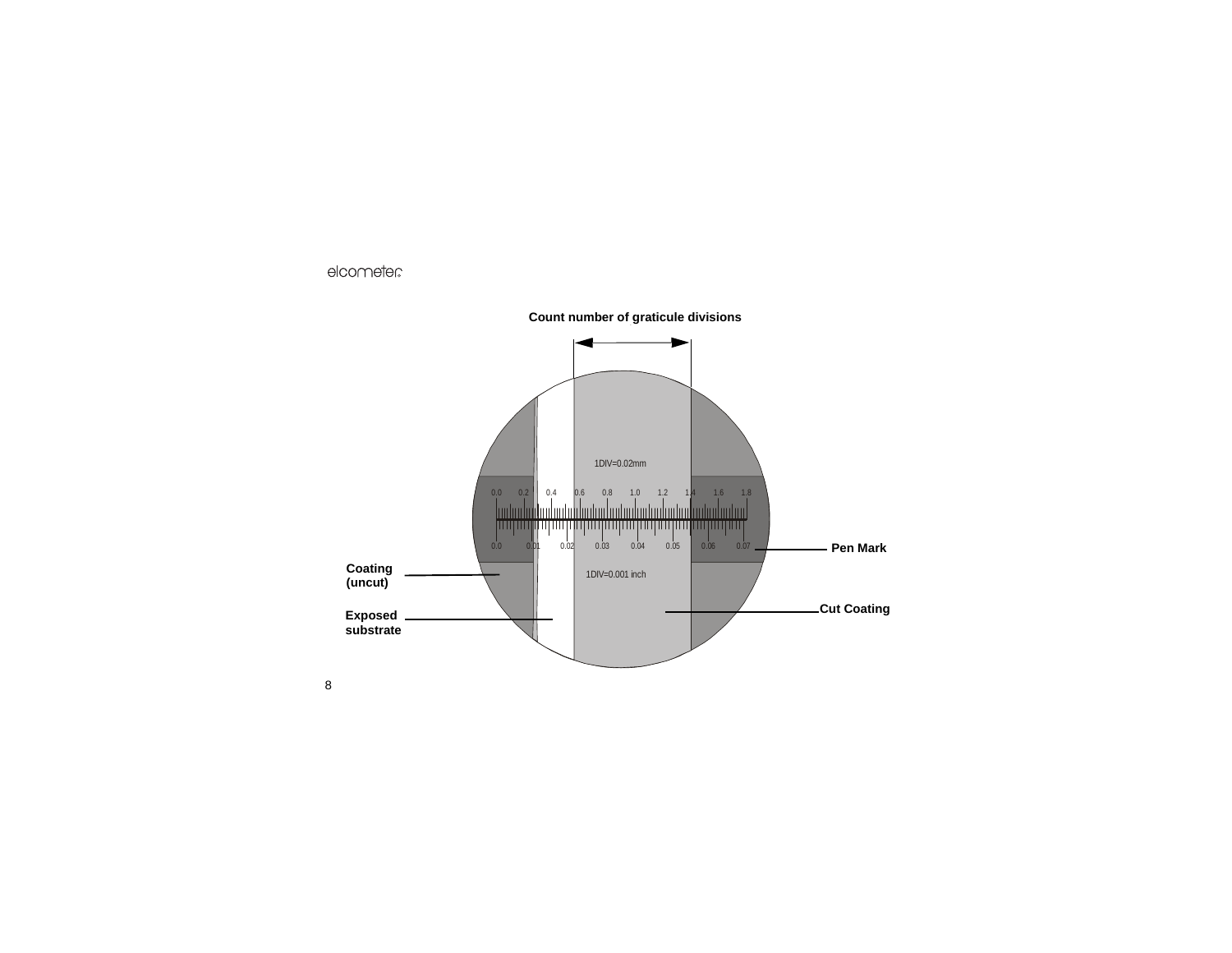Count number of graticule divisions

1DIV=0.02mm

0.0 0.2 0.4 0.6 0.8 1.0 1.2 1.4 1.6 1.8

0.0 0.01 0.02 0.03 0.04 0.05 0.06 0.07

1DIV=0.001 inch

Pen Mark

Coating (uncut)

Cut Coating

Exposed substrate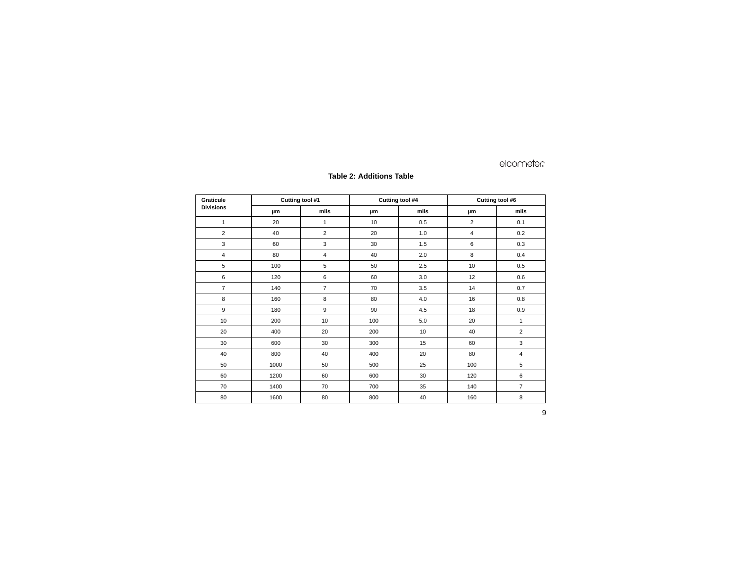**Table 2: Additions Table**

| Graticule Divisions | Cutting tool #1 | | Cutting tool #4 | | Cutting tool #6 | |
|---|---|---|---|---|---|---|
| | µm | mils | µm | mils | µm | mils |
| 1 | 20 | 1 | 10 | 0.5 | 2 | 0.1 |
| 2 | 40 | 2 | 20 | 1.0 | 4 | 0.2 |
| 3 | 60 | 3 | 30 | 1.5 | 6 | 0.3 |
| 4 | 80 | 4 | 40 | 2.0 | 8 | 0.4 |
| 5 | 100 | 5 | 50 | 2.5 | 10 | 0.5 |
| 6 | 120 | 6 | 60 | 3.0 | 12 | 0.6 |
| 7 | 140 | 7 | 70 | 3.5 | 14 | 0.7 |
| 8 | 160 | 8 | 80 | 4.0 | 16 | 0.8 |
| 9 | 180 | 9 | 90 | 4.5 | 18 | 0.9 |
| 10 | 200 | 10 | 100 | 5.0 | 20 | 1 |
| 20 | 400 | 20 | 200 | 10 | 40 | 2 |
| 30 | 600 | 30 | 300 | 15 | 60 | 3 |
| 40 | 800 | 40 | 400 | 20 | 80 | 4 |
| 50 | 1000 | 50 | 500 | 25 | 100 | 5 |
| 60 | 1200 | 60 | 600 | 30 | 120 | 6 |
| 70 | 1400 | 70 | 700 | 35 | 140 | 7 |
| 80 | 1600 | 80 | 800 | 40 | 160 | 8 |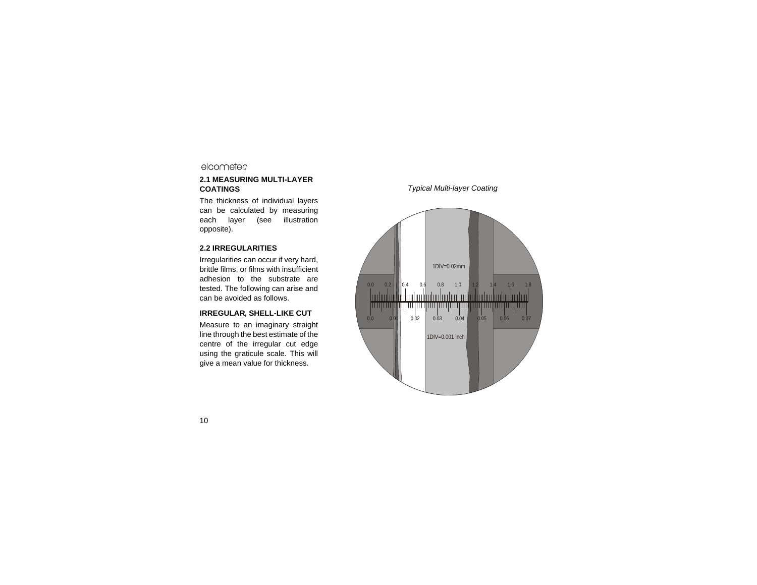## 2.1 MEASURING MULTI-LAYER COATINGS

The thickness of individual layers can be calculated by measuring each layer (see illustration opposite).

## 2.2 IRREGULARITIES

Irregularities can occur if very hard, brittle films, or films with insufficient adhesion to the substrate are tested. The following can arise and can be avoided as follows.

### IRREGULAR, SHELL-LIKE CUT

Measure to an imaginary straight line through the best estimate of the centre of the irregular cut edge using the graticule scale. This will give a mean value for thickness.

*Typical Multi-layer Coating*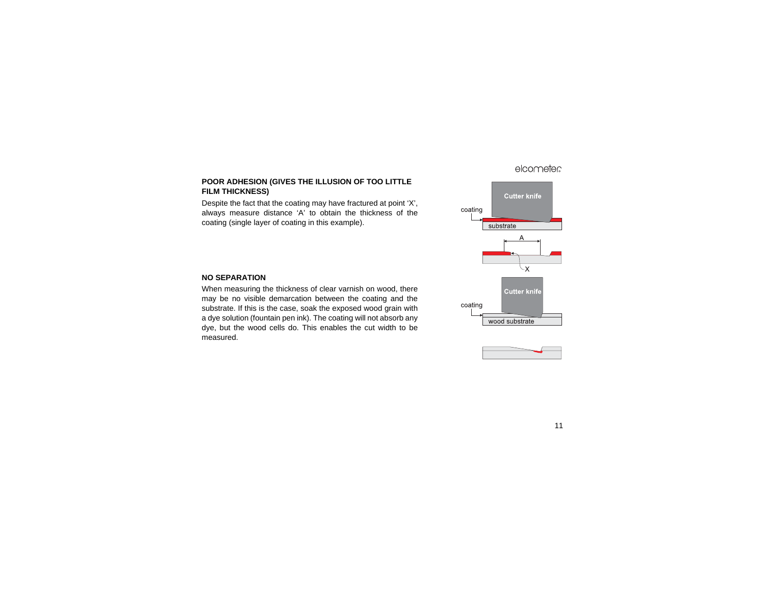## POOR ADHESION (GIVES THE ILLUSION OF TOO LITTLE FILM THICKNESS)

Despite the fact that the coating may have fractured at point 'X', always measure distance 'A' to obtain the thickness of the coating (single layer of coating in this example).

## NO SEPARATION

When measuring the thickness of clear varnish on wood, there may be no visible demarcation between the coating and the substrate. If this is the case, soak the exposed wood grain with a dye solution (fountain pen ink). The coating will not absorb any dye, but the wood cells do. This enables the cut width to be measured.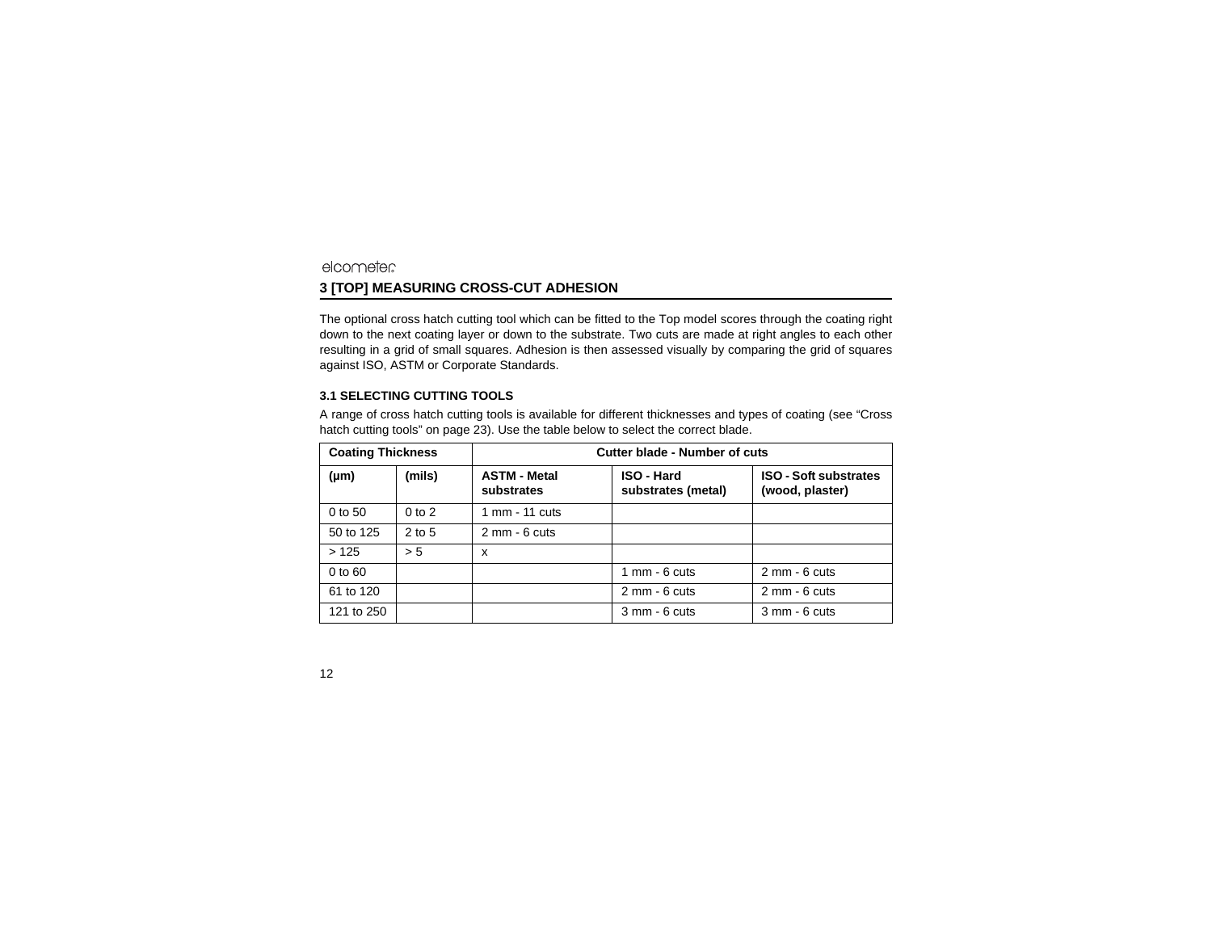## 3 [TOP] MEASURING CROSS-CUT ADHESION

The optional cross hatch cutting tool which can be fitted to the Top model scores through the coating right down to the next coating layer or down to the substrate. Two cuts are made at right angles to each other resulting in a grid of small squares. Adhesion is then assessed visually by comparing the grid of squares against ISO, ASTM or Corporate Standards.

### 3.1 SELECTING CUTTING TOOLS

A range of cross hatch cutting tools is available for different thicknesses and types of coating (see “Cross hatch cutting tools” on page 23). Use the table below to select the correct blade.

| Coating Thickness | | Cutter blade - Number of cuts | | |
|---|---|---|---|---|
| **(µm)** | **(mils)** | **ASTM - Metal substrates** | **ISO - Hard substrates (metal)** | **ISO - Soft substrates (wood, plaster)** |
| 0 to 50 | 0 to 2 | 1 mm - 11 cuts | | |
| 50 to 125 | 2 to 5 | 2 mm - 6 cuts | | |
| > 125 | > 5 | x | | |
| 0 to 60 | | | 1 mm - 6 cuts | 2 mm - 6 cuts |
| 61 to 120 | | | 2 mm - 6 cuts | 2 mm - 6 cuts |
| 121 to 250 | | | 3 mm - 6 cuts | 3 mm - 6 cuts |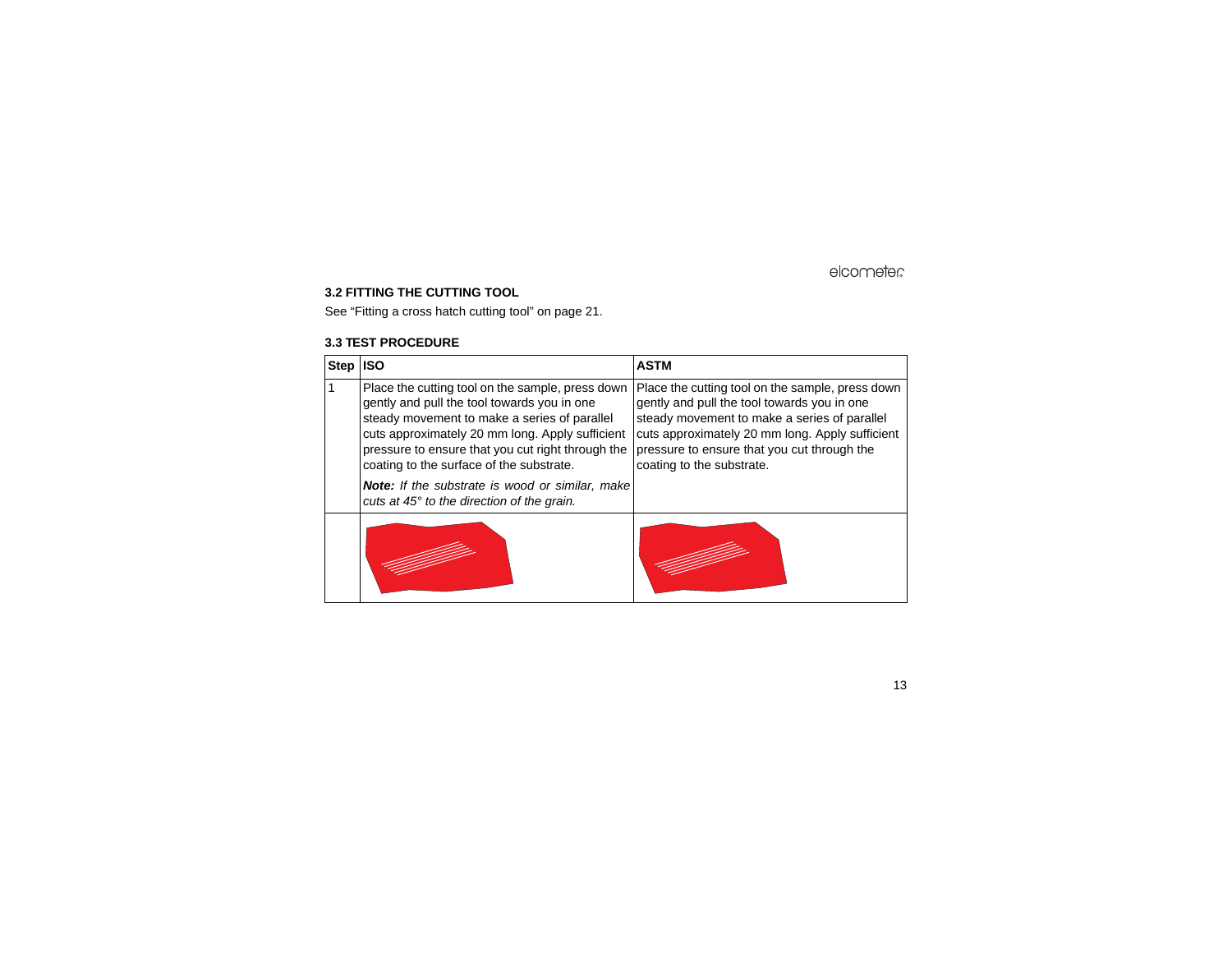### 3.2 FITTING THE CUTTING TOOL

See “Fitting a cross hatch cutting tool” on page 21.

### 3.3 TEST PROCEDURE

| Step | ISO | ASTM |
|---|---|---|
| 1 | Place the cutting tool on the sample, press down gently and pull the tool towards you in one steady movement to make a series of parallel cuts approximately 20 mm long. Apply sufficient pressure to ensure that you cut right through the coating to the surface of the substrate.<br>***Note:*** *If the substrate is wood or similar, make cuts at 45° to the direction of the grain.* | Place the cutting tool on the sample, press down gently and pull the tool towards you in one steady movement to make a series of parallel cuts approximately 20 mm long. Apply sufficient pressure to ensure that you cut through the coating to the substrate. |
| | | |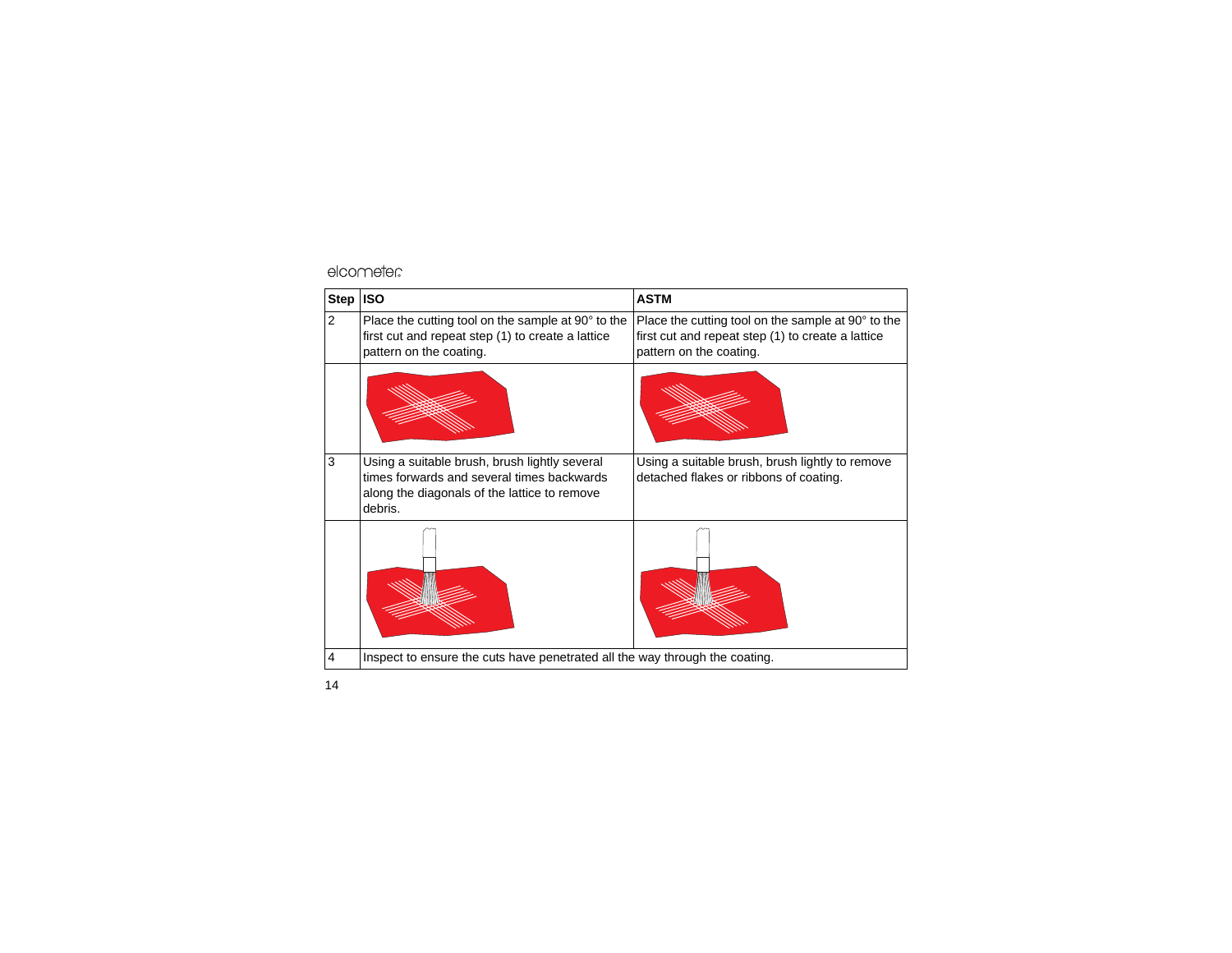| Step | ISO | ASTM |
|---|---|---|
| 2 | Place the cutting tool on the sample at 90° to the first cut and repeat step (1) to create a lattice pattern on the coating. | Place the cutting tool on the sample at 90° to the first cut and repeat step (1) to create a lattice pattern on the coating. |
| | | |
| 3 | Using a suitable brush, brush lightly several times forwards and several times backwards along the diagonals of the lattice to remove debris. | Using a suitable brush, brush lightly to remove detached flakes or ribbons of coating. |
| | | |
| 4 | Inspect to ensure the cuts have penetrated all the way through the coating. | |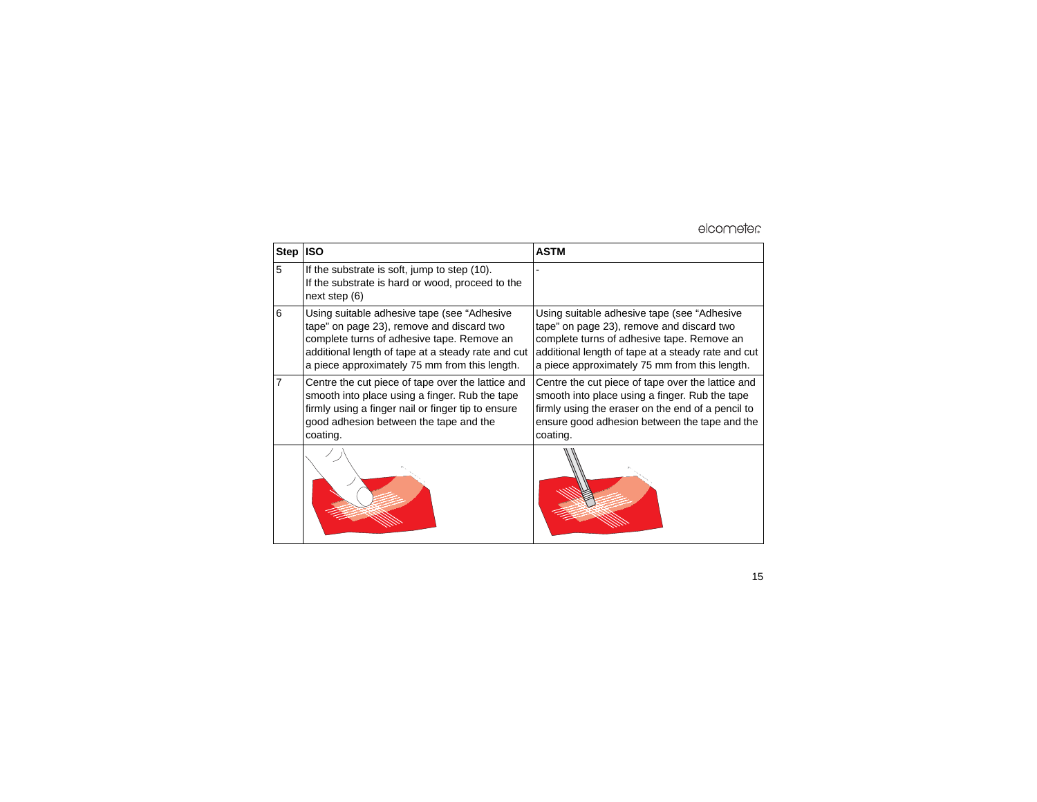| Step | ISO | ASTM |
|---|---|---|
| 5 | If the substrate is soft, jump to step (10).<br>If the substrate is hard or wood, proceed to the next step (6) | - |
| 6 | Using suitable adhesive tape (see “Adhesive tape” on page 23), remove and discard two complete turns of adhesive tape. Remove an additional length of tape at a steady rate and cut a piece approximately 75 mm from this length. | Using suitable adhesive tape (see “Adhesive tape” on page 23), remove and discard two complete turns of adhesive tape. Remove an additional length of tape at a steady rate and cut a piece approximately 75 mm from this length. |
| 7 | Centre the cut piece of tape over the lattice and smooth into place using a finger. Rub the tape firmly using a finger nail or finger tip to ensure good adhesion between the tape and the coating. | Centre the cut piece of tape over the lattice and smooth into place using a finger. Rub the tape firmly using the eraser on the end of a pencil to ensure good adhesion between the tape and the coating. |
| | | |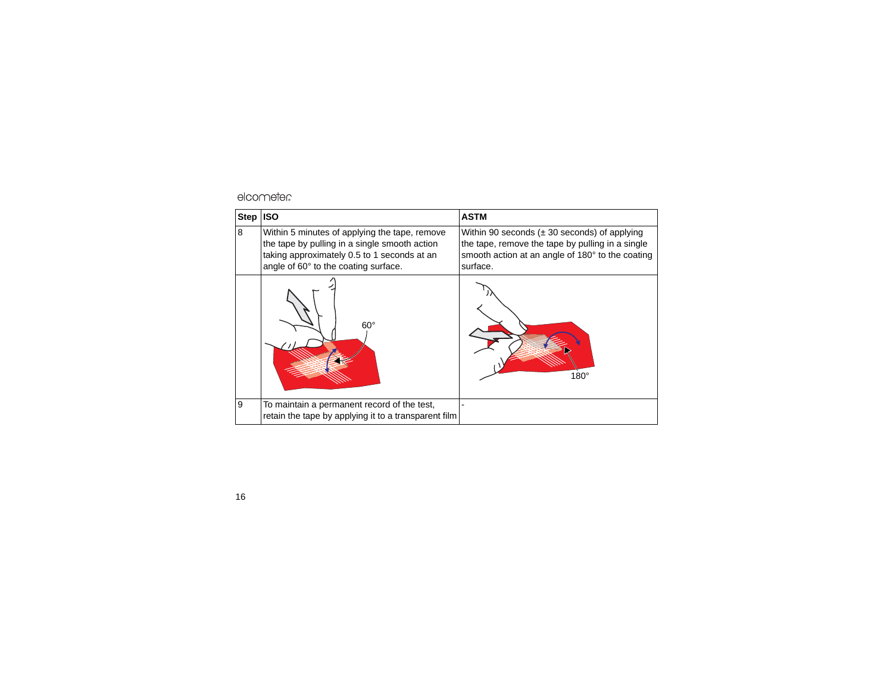| Step | ISO | ASTM |
|---|---|---|
| 8 | Within 5 minutes of applying the tape, remove the tape by pulling in a single smooth action taking approximately 0.5 to 1 seconds at an angle of 60° to the coating surface. | Within 90 seconds (± 30 seconds) of applying the tape, remove the tape by pulling in a single smooth action at an angle of 180° to the coating surface. |
| | 60° | 180° |
| 9 | To maintain a permanent record of the test, retain the tape by applying it to a transparent film | - |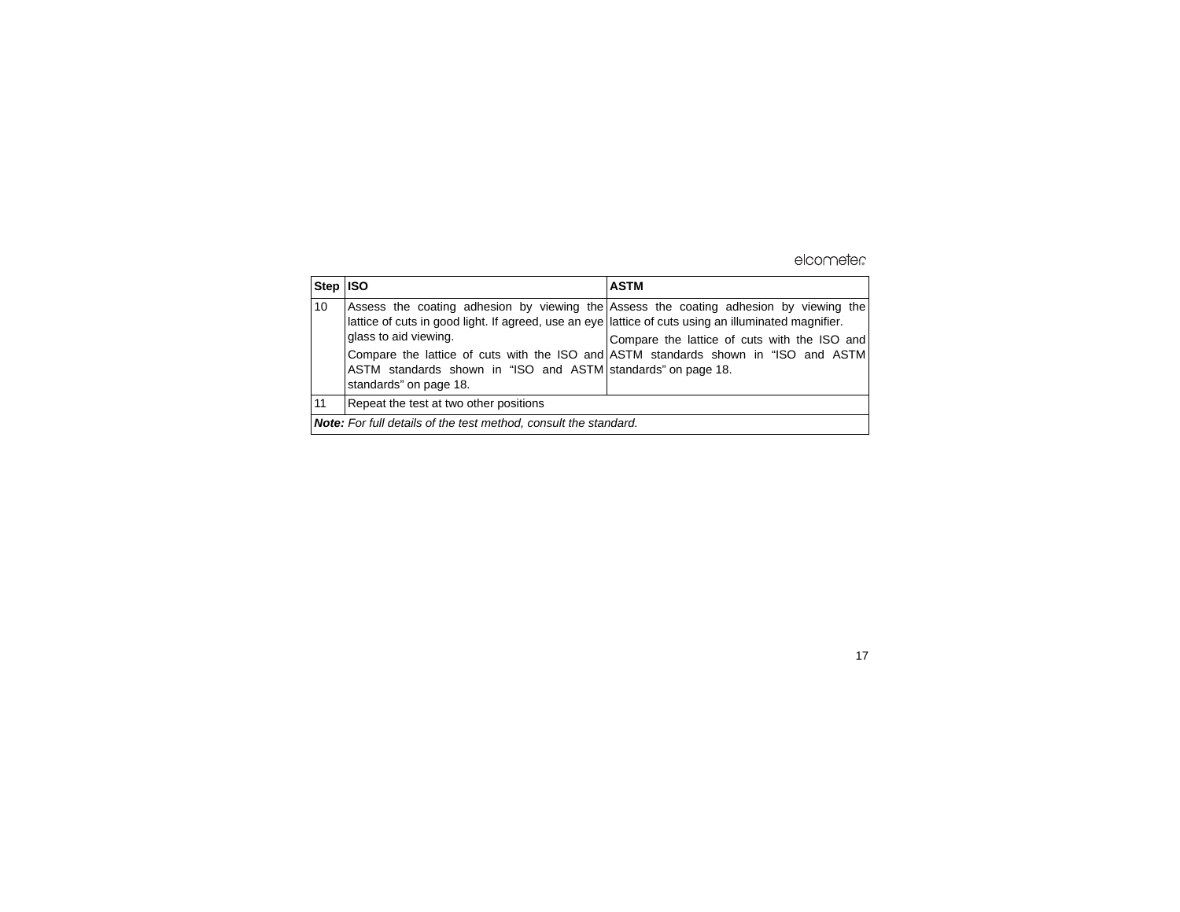| Step | ISO | ASTM |
|---|---|---|
| 10 | Assess the coating adhesion by viewing the lattice of cuts in good light. If agreed, use an eye glass to aid viewing.<br>Compare the lattice of cuts with the ISO and ASTM standards shown in “ISO and ASTM standards” on page 18. | Assess the coating adhesion by viewing the lattice of cuts using an illuminated magnifier.<br>Compare the lattice of cuts with the ISO and ASTM standards shown in “ISO and ASTM standards” on page 18. |
| 11 | Repeat the test at two other positions | |

***Note:*** *For full details of the test method, consult the standard.*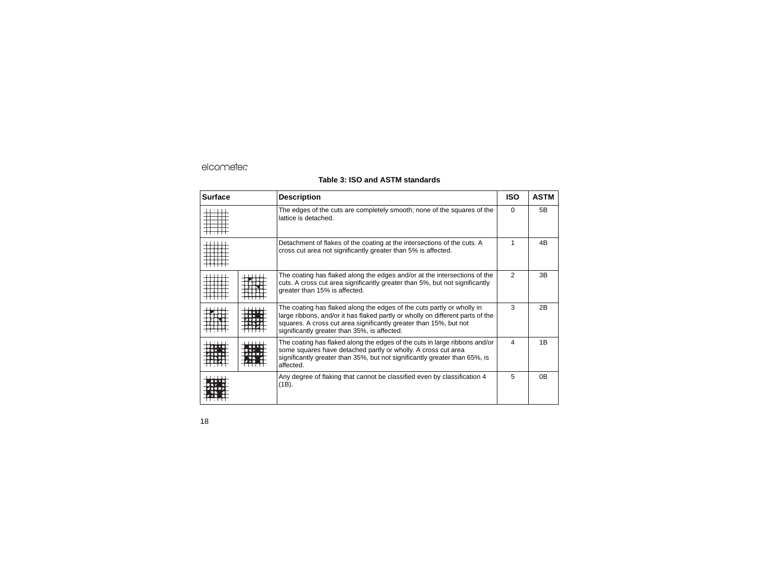**Table 3: ISO and ASTM standards**

| Surface | Description | ISO | ASTM |
|---|---|---|---|
| | The edges of the cuts are completely smooth; none of the squares of the lattice is detached. | 0 | 5B |
| | Detachment of flakes of the coating at the intersections of the cuts. A cross cut area not significantly greater than 5% is affected. | 1 | 4B |
| | The coating has flaked along the edges and/or at the intersections of the cuts. A cross cut area significantly greater than 5%, but not significantly greater than 15% is affected. | 2 | 3B |
| | The coating has flaked along the edges of the cuts partly or wholly in large ribbons, and/or it has flaked partly or wholly on different parts of the squares. A cross cut area significantly greater than 15%, but not significantly greater than 35%, is affected. | 3 | 2B |
| | The coating has flaked along the edges of the cuts in large ribbons and/or some squares have detached partly or wholly. A cross cut area significantly greater than 35%, but not significantly greater than 65%, is affected. | 4 | 1B |
| | Any degree of flaking that cannot be classified even by classification 4 (1B). | 5 | 0B |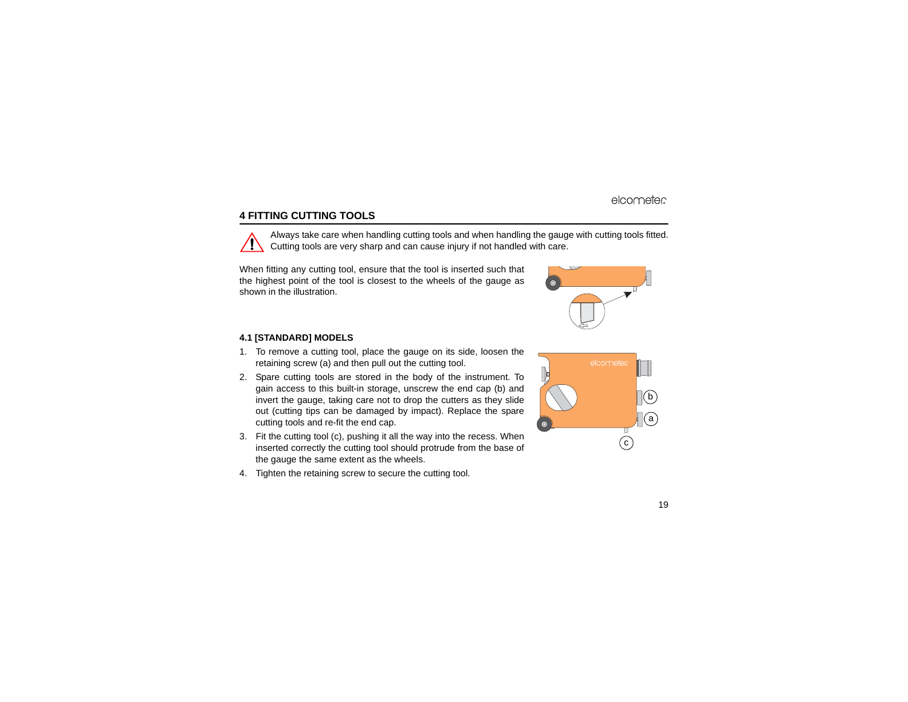## 4 FITTING CUTTING TOOLS

Always take care when handling cutting tools and when handling the gauge with cutting tools fitted. Cutting tools are very sharp and can cause injury if not handled with care.

When fitting any cutting tool, ensure that the tool is inserted such that the highest point of the tool is closest to the wheels of the gauge as shown in the illustration.

### 4.1 [STANDARD] MODELS

1. To remove a cutting tool, place the gauge on its side, loosen the retaining screw (a) and then pull out the cutting tool.
2. Spare cutting tools are stored in the body of the instrument. To gain access to this built-in storage, unscrew the end cap (b) and invert the gauge, taking care not to drop the cutters as they slide out (cutting tips can be damaged by impact). Replace the spare cutting tools and re-fit the end cap.
3. Fit the cutting tool (c), pushing it all the way into the recess. When inserted correctly the cutting tool should protrude from the base of the gauge the same extent as the wheels.
4. Tighten the retaining screw to secure the cutting tool.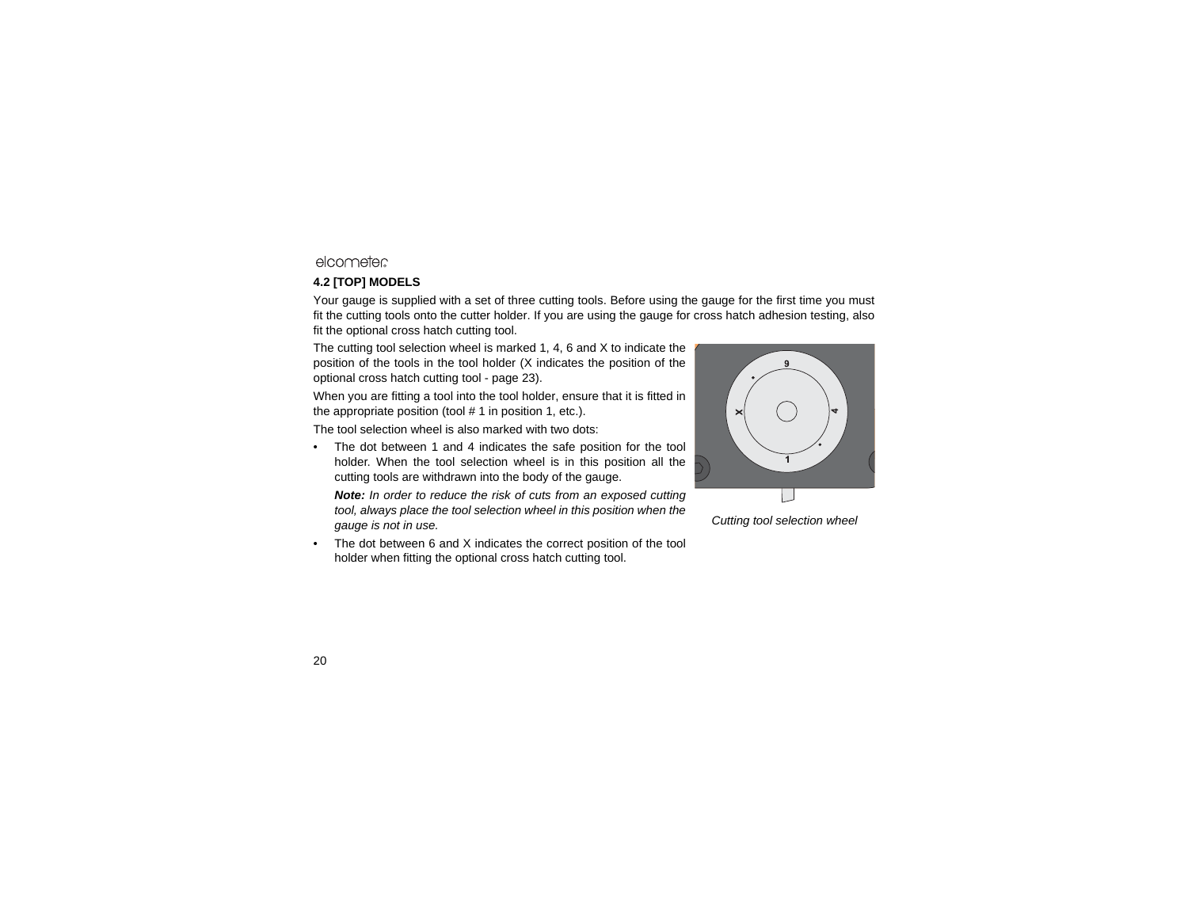## 4.2 [TOP] MODELS

Your gauge is supplied with a set of three cutting tools. Before using the gauge for the first time you must fit the cutting tools onto the cutter holder. If you are using the gauge for cross hatch adhesion testing, also fit the optional cross hatch cutting tool.

The cutting tool selection wheel is marked 1, 4, 6 and X to indicate the position of the tools in the tool holder (X indicates the position of the optional cross hatch cutting tool - page 23).

When you are fitting a tool into the tool holder, ensure that it is fitted in the appropriate position (tool # 1 in position 1, etc.).

The tool selection wheel is also marked with two dots:

- The dot between 1 and 4 indicates the safe position for the tool holder. When the tool selection wheel is in this position all the cutting tools are withdrawn into the body of the gauge.

  ***Note:*** *In order to reduce the risk of cuts from an exposed cutting tool, always place the tool selection wheel in this position when the gauge is not in use.*

- The dot between 6 and X indicates the correct position of the tool holder when fitting the optional cross hatch cutting tool.

*Cutting tool selection wheel*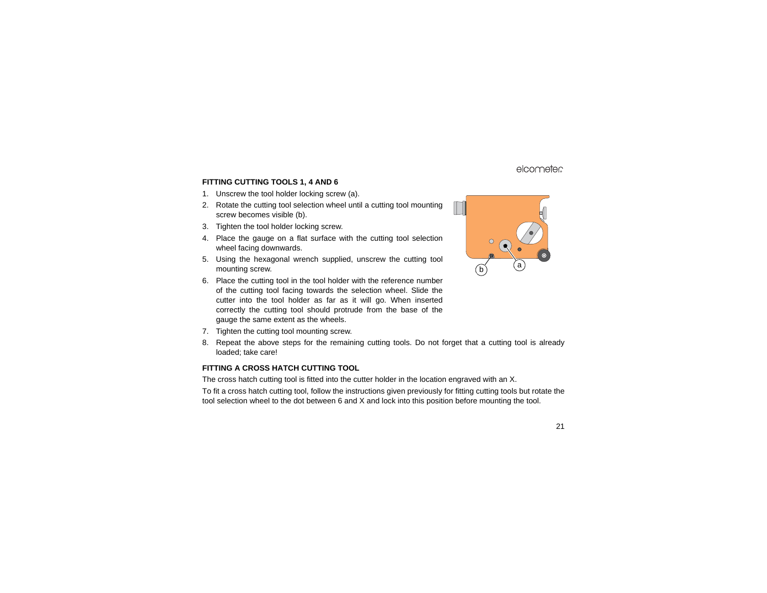### FITTING CUTTING TOOLS 1, 4 AND 6

1. Unscrew the tool holder locking screw (a).
2. Rotate the cutting tool selection wheel until a cutting tool mounting screw becomes visible (b).
3. Tighten the tool holder locking screw.
4. Place the gauge on a flat surface with the cutting tool selection wheel facing downwards.
5. Using the hexagonal wrench supplied, unscrew the cutting tool mounting screw.
6. Place the cutting tool in the tool holder with the reference number of the cutting tool facing towards the selection wheel. Slide the cutter into the tool holder as far as it will go. When inserted correctly the cutting tool should protrude from the base of the gauge the same extent as the wheels.
7. Tighten the cutting tool mounting screw.
8. Repeat the above steps for the remaining cutting tools. Do not forget that a cutting tool is already loaded; take care!

### FITTING A CROSS HATCH CUTTING TOOL

The cross hatch cutting tool is fitted into the cutter holder in the location engraved with an X.

To fit a cross hatch cutting tool, follow the instructions given previously for fitting cutting tools but rotate the tool selection wheel to the dot between 6 and X and lock into this position before mounting the tool.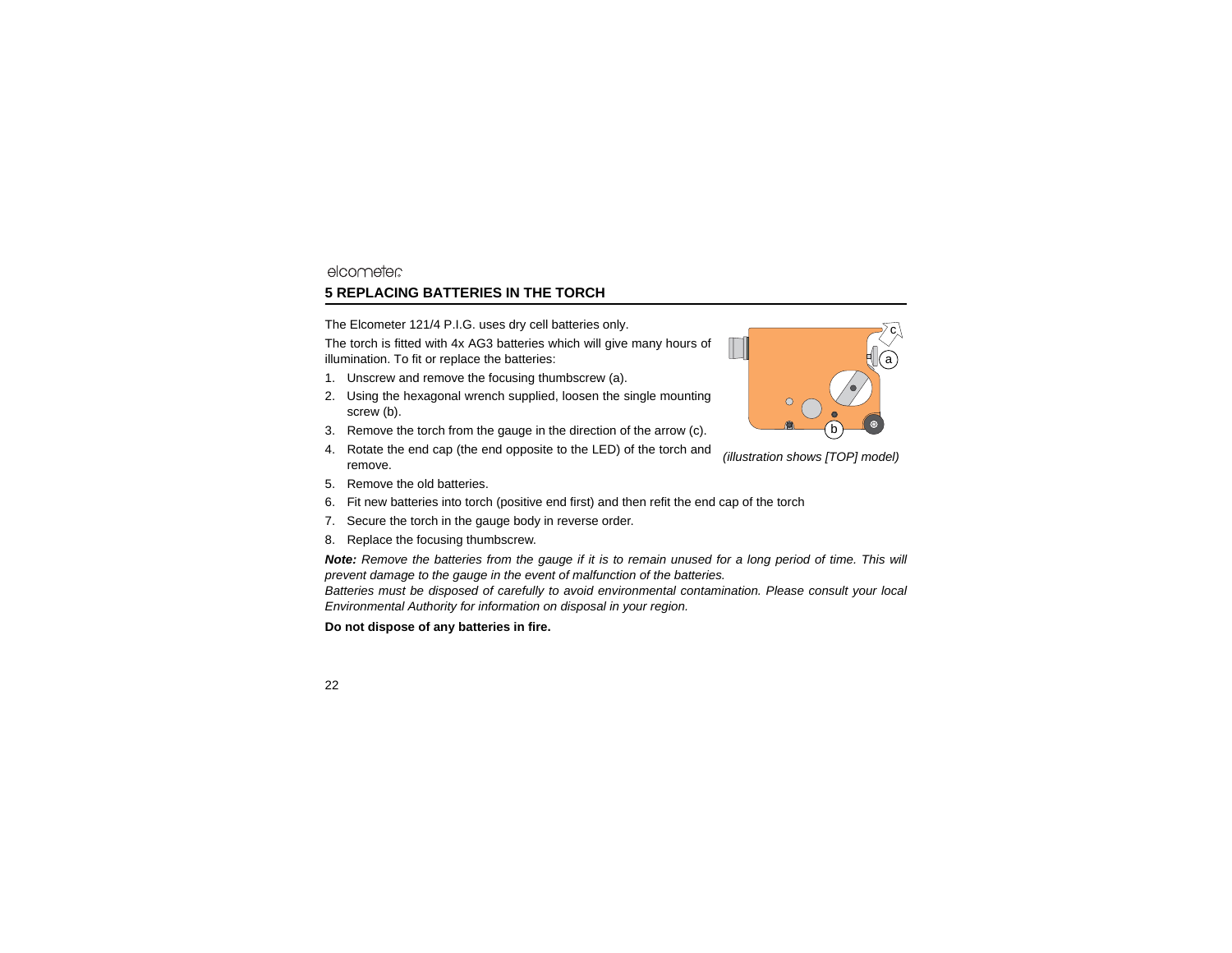## 5 REPLACING BATTERIES IN THE TORCH

The Elcometer 121/4 P.I.G. uses dry cell batteries only.

The torch is fitted with 4x AG3 batteries which will give many hours of illumination. To fit or replace the batteries:

1. Unscrew and remove the focusing thumbscrew (a).
2. Using the hexagonal wrench supplied, loosen the single mounting screw (b).
3. Remove the torch from the gauge in the direction of the arrow (c).
4. Rotate the end cap (the end opposite to the LED) of the torch and remove.
5. Remove the old batteries.
6. Fit new batteries into torch (positive end first) and then refit the end cap of the torch
7. Secure the torch in the gauge body in reverse order.
8. Replace the focusing thumbscrew.

*(illustration shows [TOP] model)*

***Note:*** *Remove the batteries from the gauge if it is to remain unused for a long period of time. This will prevent damage to the gauge in the event of malfunction of the batteries.*
*Batteries must be disposed of carefully to avoid environmental contamination. Please consult your local Environmental Authority for information on disposal in your region.*

**Do not dispose of any batteries in fire.**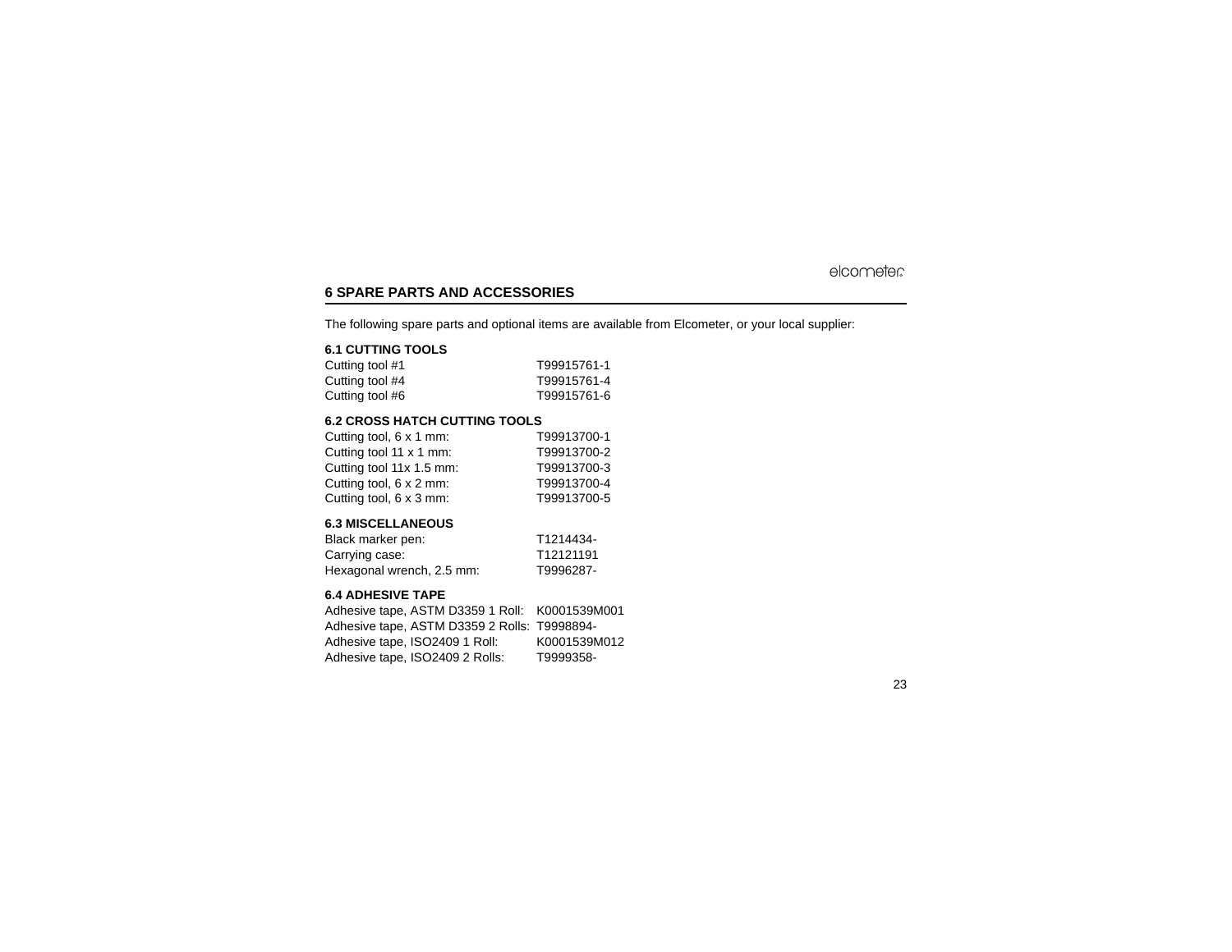## 6 SPARE PARTS AND ACCESSORIES

The following spare parts and optional items are available from Elcometer, or your local supplier:

### 6.1 CUTTING TOOLS

| | |
|---|---|
| Cutting tool #1 | T99915761-1 |
| Cutting tool #4 | T99915761-4 |
| Cutting tool #6 | T99915761-6 |

### 6.2 CROSS HATCH CUTTING TOOLS

| | |
|---|---|
| Cutting tool, 6 x 1 mm: | T99913700-1 |
| Cutting tool 11 x 1 mm: | T99913700-2 |
| Cutting tool 11x 1.5 mm: | T99913700-3 |
| Cutting tool, 6 x 2 mm: | T99913700-4 |
| Cutting tool, 6 x 3 mm: | T99913700-5 |

### 6.3 MISCELLANEOUS

| | |
|---|---|
| Black marker pen: | T1214434- |
| Carrying case: | T12121191 |
| Hexagonal wrench, 2.5 mm: | T9996287- |

### 6.4 ADHESIVE TAPE

| | |
|---|---|
| Adhesive tape, ASTM D3359 1 Roll: | K0001539M001 |
| Adhesive tape, ASTM D3359 2 Rolls: | T9998894- |
| Adhesive tape, ISO2409 1 Roll: | K0001539M012 |
| Adhesive tape, ISO2409 2 Rolls: | T9999358- |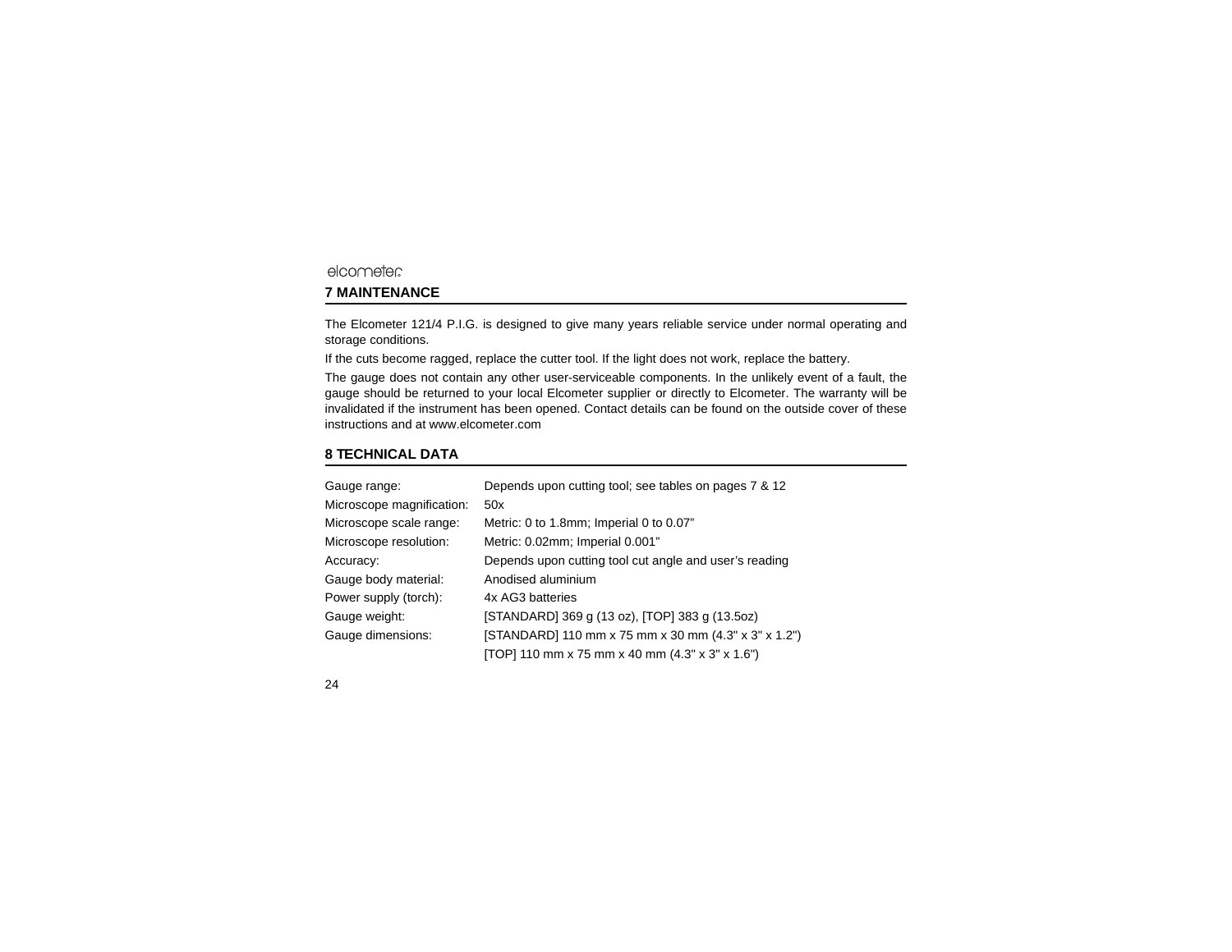## 7 MAINTENANCE

The Elcometer 121/4 P.I.G. is designed to give many years reliable service under normal operating and storage conditions.

If the cuts become ragged, replace the cutter tool. If the light does not work, replace the battery.

The gauge does not contain any other user-serviceable components. In the unlikely event of a fault, the gauge should be returned to your local Elcometer supplier or directly to Elcometer. The warranty will be invalidated if the instrument has been opened. Contact details can be found on the outside cover of these instructions and at www.elcometer.com

## 8 TECHNICAL DATA

| | |
|---|---|
| Gauge range: | Depends upon cutting tool; see tables on pages 7 & 12 |
| Microscope magnification: | 50x |
| Microscope scale range: | Metric: 0 to 1.8mm; Imperial 0 to 0.07” |
| Microscope resolution: | Metric: 0.02mm; Imperial 0.001” |
| Accuracy: | Depends upon cutting tool cut angle and user’s reading |
| Gauge body material: | Anodised aluminium |
| Power supply (torch): | 4x AG3 batteries |
| Gauge weight: | [STANDARD] 369 g (13 oz), [TOP] 383 g (13.5oz) |
| Gauge dimensions: | [STANDARD] 110 mm x 75 mm x 30 mm (4.3" x 3" x 1.2") |
| | [TOP] 110 mm x 75 mm x 40 mm (4.3" x 3" x 1.6") |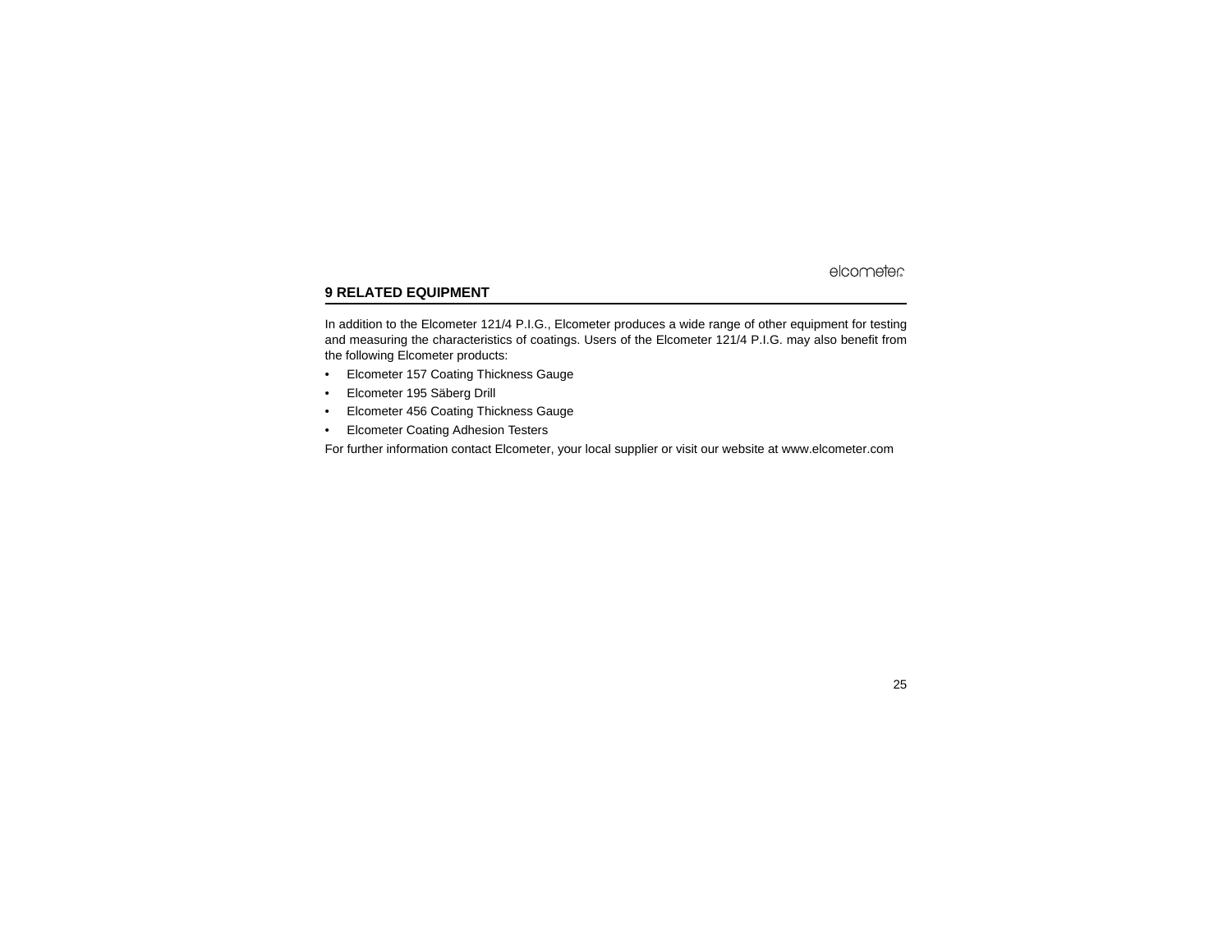## 9 RELATED EQUIPMENT

In addition to the Elcometer 121/4 P.I.G., Elcometer produces a wide range of other equipment for testing and measuring the characteristics of coatings. Users of the Elcometer 121/4 P.I.G. may also benefit from the following Elcometer products:

- Elcometer 157 Coating Thickness Gauge
- Elcometer 195 Säberg Drill
- Elcometer 456 Coating Thickness Gauge
- Elcometer Coating Adhesion Testers

For further information contact Elcometer, your local supplier or visit our website at www.elcometer.com